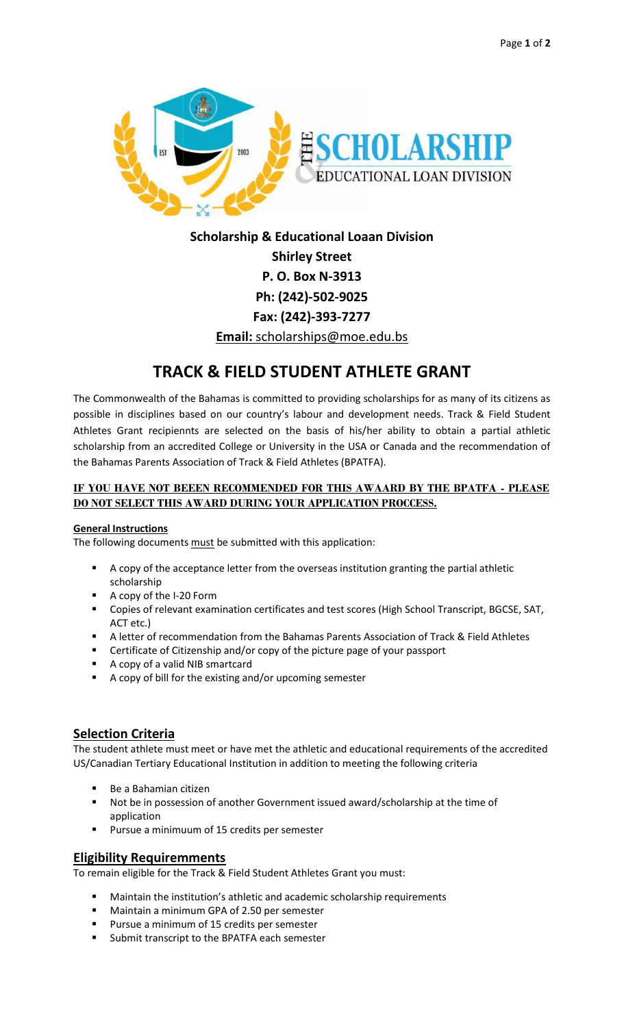**Scholarship & Educational Loaan Division**
**Shirley Street**
**P. O. Box N-3913**
**Ph: (242)-502-9025**
**Fax: (242)-393-7277**
**Email:** scholarships@moe.edu.bs

# TRACK & FIELD STUDENT ATHLETE GRANT

The Commonwealth of the Bahamas is committed to providing scholarships for as many of its citizens as possible in disciplines based on our country's labour and development needs. Track & Field Student Athletes Grant recipiennts are selected on the basis of his/her ability to obtain a partial athletic scholarship from an accredited College or University in the USA or Canada and the recommendation of the Bahamas Parents Association of Track & Field Athletes (BPATFA).

**IF YOU HAVE NOT BEEEN RECOMMENDED FOR THIS AWAARD BY THE BPATFA - PLEASE DO NOT SELECT THIS AWARD DURING YOUR APPLICATION PROCCESS.**

**General Instructions**

The following documents must be submitted with this application:

- A copy of the acceptance letter from the overseas institution granting the partial athletic scholarship
- A copy of the I-20 Form
- Copies of relevant examination certificates and test scores (High School Transcript, BGCSE, SAT, ACT etc.)
- A letter of recommendation from the Bahamas Parents Association of Track & Field Athletes
- Certificate of Citizenship and/or copy of the picture page of your passport
- A copy of a valid NIB smartcard
- A copy of bill for the existing and/or upcoming semester

## Selection Criteria

The student athlete must meet or have met the athletic and educational requirements of the accredited US/Canadian Tertiary Educational Institution in addition to meeting the following criteria

- Be a Bahamian citizen
- Not be in possession of another Government issued award/scholarship at the time of application
- Pursue a minimuum of 15 credits per semester

## Eligibility Requiremments

To remain eligible for the Track & Field Student Athletes Grant you must:

- Maintain the institution's athletic and academic scholarship requirements
- Maintain a minimum GPA of 2.50 per semester
- Pursue a minimum of 15 credits per semester
- Submit transcript to the BPATFA each semester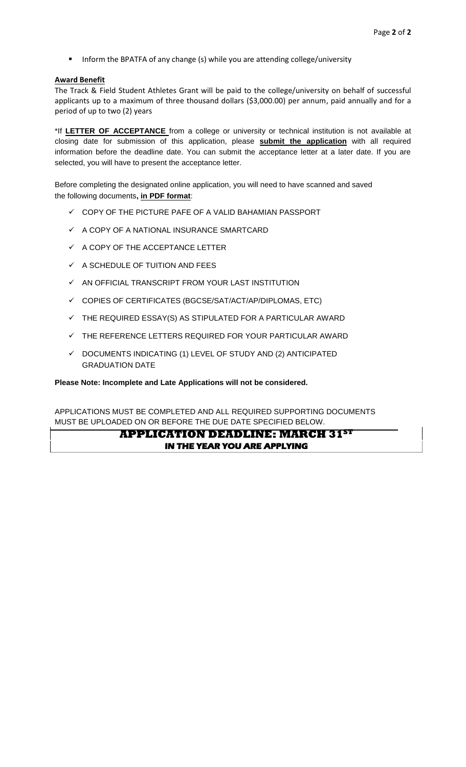- Inform the BPATFA of any change (s) while you are attending college/university

**Award Benefit**

The Track & Field Student Athletes Grant will be paid to the college/university on behalf of successful applicants up to a maximum of three thousand dollars ($3,000.00) per annum, paid annually and for a period of up to two (2) years

*If **LETTER OF ACCEPTANCE** from a college or university or technical institution is not available at closing date for submission of this application, please **submit the application** with all required information before the deadline date. You can submit the acceptance letter at a later date. If you are selected, you will have to present the acceptance letter.

Before completing the designated online application, you will need to have scanned and saved the following documents**, in PDF format**:

- ✓ COPY OF THE PICTURE PAFE OF A VALID BAHAMIAN PASSPORT
- ✓ A COPY OF A NATIONAL INSURANCE SMARTCARD
- ✓ A COPY OF THE ACCEPTANCE LETTER
- ✓ A SCHEDULE OF TUITION AND FEES
- ✓ AN OFFICIAL TRANSCRIPT FROM YOUR LAST INSTITUTION
- ✓ COPIES OF CERTIFICATES (BGCSE/SAT/ACT/AP/DIPLOMAS, ETC)
- ✓ THE REQUIRED ESSAY(S) AS STIPULATED FOR A PARTICULAR AWARD
- ✓ THE REFERENCE LETTERS REQUIRED FOR YOUR PARTICULAR AWARD
- ✓ DOCUMENTS INDICATING (1) LEVEL OF STUDY AND (2) ANTICIPATED GRADUATION DATE

**Please Note: Incomplete and Late Applications will not be considered.**

APPLICATIONS MUST BE COMPLETED AND ALL REQUIRED SUPPORTING DOCUMENTS MUST BE UPLOADED ON OR BEFORE THE DUE DATE SPECIFIED BELOW.

**APPLICATION DEADLINE: MARCH 31ST**

***IN THE YEAR YOU ARE APPLYING***